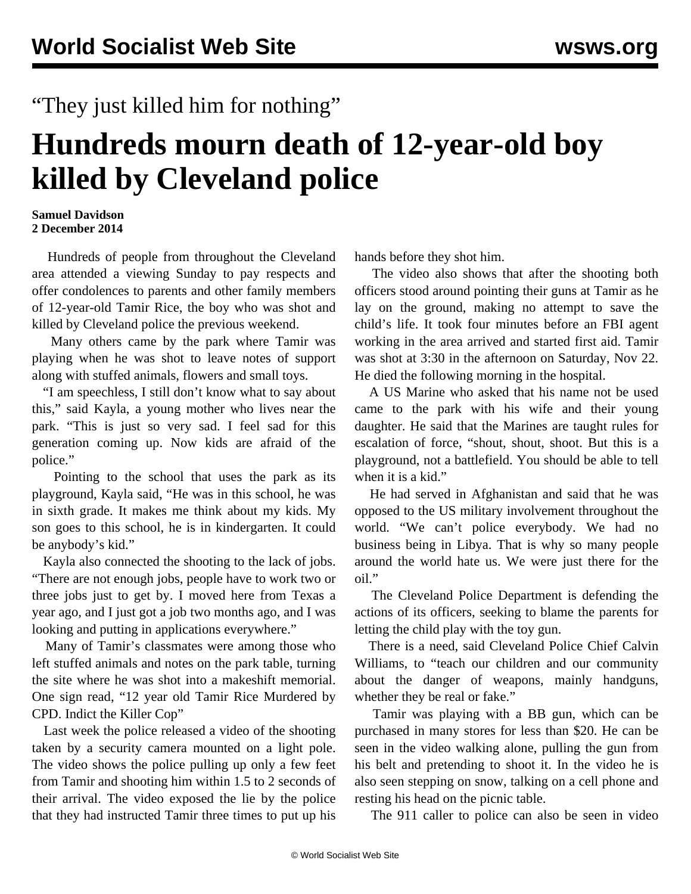“They just killed him for nothing”

# Hundreds mourn death of 12-year-old boy killed by Cleveland police

**Samuel Davidson**
**2 December 2014**

Hundreds of people from throughout the Cleveland area attended a viewing Sunday to pay respects and offer condolences to parents and other family members of 12-year-old Tamir Rice, the boy who was shot and killed by Cleveland police the previous weekend.

Many others came by the park where Tamir was playing when he was shot to leave notes of support along with stuffed animals, flowers and small toys.

“I am speechless, I still don’t know what to say about this,” said Kayla, a young mother who lives near the park. “This is just so very sad. I feel sad for this generation coming up. Now kids are afraid of the police.”

Pointing to the school that uses the park as its playground, Kayla said, “He was in this school, he was in sixth grade. It makes me think about my kids. My son goes to this school, he is in kindergarten. It could be anybody’s kid.”

Kayla also connected the shooting to the lack of jobs. “There are not enough jobs, people have to work two or three jobs just to get by. I moved here from Texas a year ago, and I just got a job two months ago, and I was looking and putting in applications everywhere.”

Many of Tamir’s classmates were among those who left stuffed animals and notes on the park table, turning the site where he was shot into a makeshift memorial. One sign read, “12 year old Tamir Rice Murdered by CPD. Indict the Killer Cop”

Last week the police released a video of the shooting taken by a security camera mounted on a light pole. The video shows the police pulling up only a few feet from Tamir and shooting him within 1.5 to 2 seconds of their arrival. The video exposed the lie by the police that they had instructed Tamir three times to put up his hands before they shot him.

The video also shows that after the shooting both officers stood around pointing their guns at Tamir as he lay on the ground, making no attempt to save the child’s life. It took four minutes before an FBI agent working in the area arrived and started first aid. Tamir was shot at 3:30 in the afternoon on Saturday, Nov 22. He died the following morning in the hospital.

A US Marine who asked that his name not be used came to the park with his wife and their young daughter. He said that the Marines are taught rules for escalation of force, “shout, shout, shoot. But this is a playground, not a battlefield. You should be able to tell when it is a kid.”

He had served in Afghanistan and said that he was opposed to the US military involvement throughout the world. “We can’t police everybody. We had no business being in Libya. That is why so many people around the world hate us. We were just there for the oil.”

The Cleveland Police Department is defending the actions of its officers, seeking to blame the parents for letting the child play with the toy gun.

There is a need, said Cleveland Police Chief Calvin Williams, to “teach our children and our community about the danger of weapons, mainly handguns, whether they be real or fake.”

Tamir was playing with a BB gun, which can be purchased in many stores for less than $20. He can be seen in the video walking alone, pulling the gun from his belt and pretending to shoot it. In the video he is also seen stepping on snow, talking on a cell phone and resting his head on the picnic table.

The 911 caller to police can also be seen in video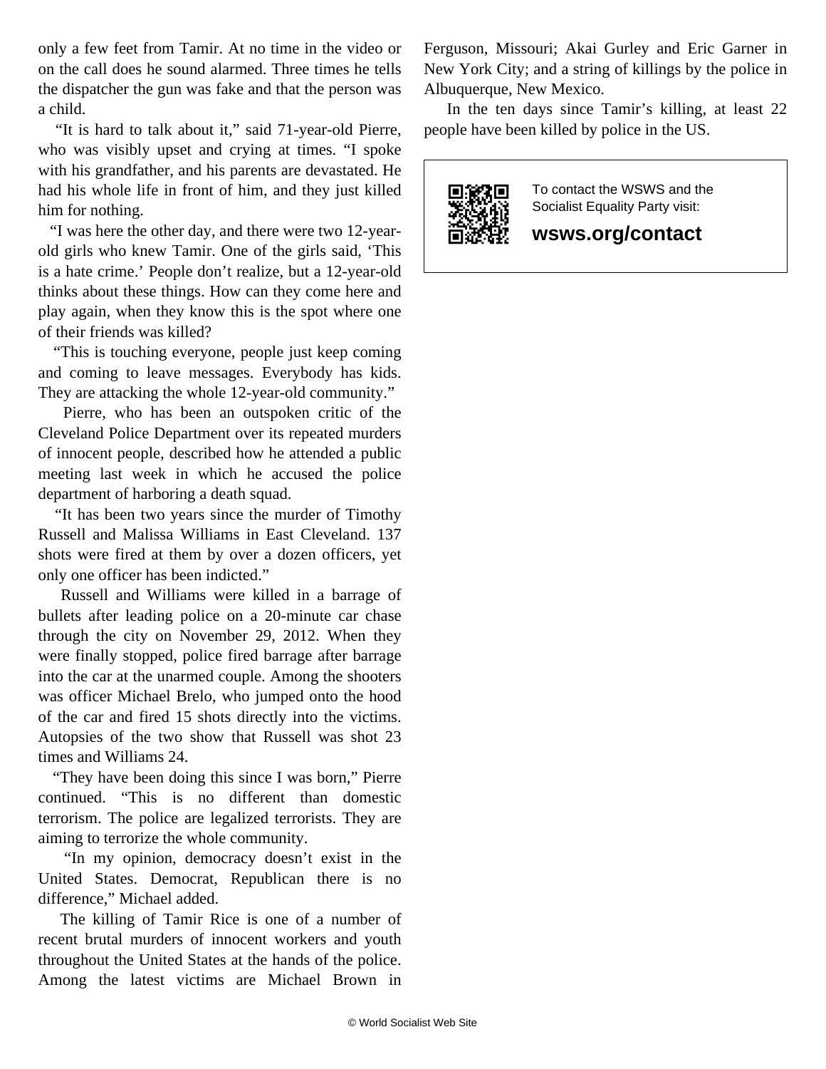only a few feet from Tamir. At no time in the video or on the call does he sound alarmed. Three times he tells the dispatcher the gun was fake and that the person was a child.

"It is hard to talk about it," said 71-year-old Pierre, who was visibly upset and crying at times. "I spoke with his grandfather, and his parents are devastated. He had his whole life in front of him, and they just killed him for nothing.

"I was here the other day, and there were two 12-year-old girls who knew Tamir. One of the girls said, 'This is a hate crime.' People don't realize, but a 12-year-old thinks about these things. How can they come here and play again, when they know this is the spot where one of their friends was killed?

"This is touching everyone, people just keep coming and coming to leave messages. Everybody has kids. They are attacking the whole 12-year-old community."

Pierre, who has been an outspoken critic of the Cleveland Police Department over its repeated murders of innocent people, described how he attended a public meeting last week in which he accused the police department of harboring a death squad.

"It has been two years since the murder of Timothy Russell and Malissa Williams in East Cleveland. 137 shots were fired at them by over a dozen officers, yet only one officer has been indicted."

Russell and Williams were killed in a barrage of bullets after leading police on a 20-minute car chase through the city on November 29, 2012. When they were finally stopped, police fired barrage after barrage into the car at the unarmed couple. Among the shooters was officer Michael Brelo, who jumped onto the hood of the car and fired 15 shots directly into the victims. Autopsies of the two show that Russell was shot 23 times and Williams 24.

"They have been doing this since I was born," Pierre continued. "This is no different than domestic terrorism. The police are legalized terrorists. They are aiming to terrorize the whole community.

"In my opinion, democracy doesn't exist in the United States. Democrat, Republican there is no difference," Michael added.

The killing of Tamir Rice is one of a number of recent brutal murders of innocent workers and youth throughout the United States at the hands of the police. Among the latest victims are Michael Brown in Ferguson, Missouri; Akai Gurley and Eric Garner in New York City; and a string of killings by the police in Albuquerque, New Mexico.

In the ten days since Tamir's killing, at least 22 people have been killed by police in the US.

To contact the WSWS and the Socialist Equality Party visit:

**wsws.org/contact**